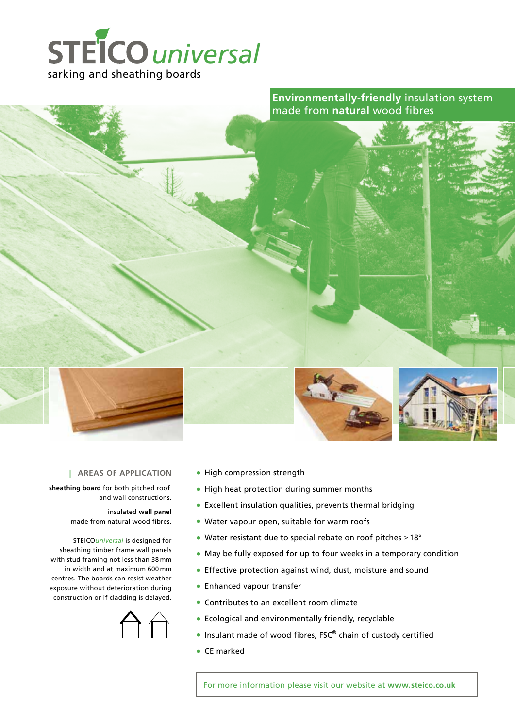# STEICO*universal*

sarking and sheathing boards

**Environmentally-friendly** insulation system made from **natural** wood fibres

## AREAS OF APPLICATION

**sheathing board** for both pitched roof and wall constructions.

insulated **wall panel** made from natural wood fibres.

STEICO*universal* is designed for sheathing timber frame wall panels with stud framing not less than 38 mm in width and at maximum 600 mm centres. The boards can resist weather exposure without deterioration during construction or if cladding is delayed.

- High compression strength
- High heat protection during summer months
- Excellent insulation qualities, prevents thermal bridging
- Water vapour open, suitable for warm roofs
- Water resistant due to special rebate on roof pitches ≥ 18°
- May be fully exposed for up to four weeks in a temporary condition
- Effective protection against wind, dust, moisture and sound
- Enhanced vapour transfer
- Contributes to an excellent room climate
- Ecological and environmentally friendly, recyclable
- Insulant made of wood fibres, FSC® chain of custody certified
- CE marked

For more information please visit our website at **www.steico.co.uk**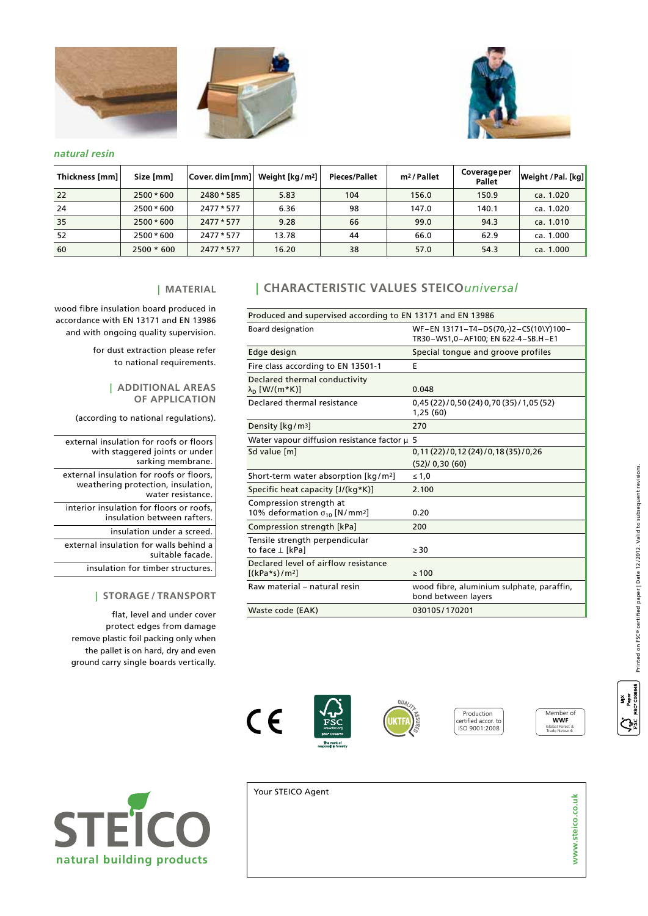*natural resin*

| Thickness [mm] | Size [mm] | Cover. dim [mm] | Weight [kg/m²] | Pieces/Pallet | m²/Pallet | Coverage per Pallet | Weight / Pal. [kg] |
|---|---|---|---|---|---|---|---|
| 22 | 2500 * 600 | 2480 * 585 | 5.83 | 104 | 156.0 | 150.9 | ca. 1.020 |
| 24 | 2500 * 600 | 2477 * 577 | 6.36 | 98 | 147.0 | 140.1 | ca. 1.020 |
| 35 | 2500 * 600 | 2477 * 577 | 9.28 | 66 | 99.0 | 94.3 | ca. 1.010 |
| 52 | 2500 * 600 | 2477 * 577 | 13.78 | 44 | 66.0 | 62.9 | ca. 1.000 |
| 60 | 2500 * 600 | 2477 * 577 | 16.20 | 38 | 57.0 | 54.3 | ca. 1.000 |

## MATERIAL

wood fibre insulation board produced in accordance with EN 13171 and EN 13986 and with ongoing quality supervision.

for dust extraction please refer to national requirements.

## ADDITIONAL AREAS OF APPLICATION

(according to national regulations).

| |
|---|
| external insulation for roofs or floors with staggered joints or under sarking membrane. |
| external insulation for roofs or floors, weathering protection, insulation, water resistance. |
| interior insulation for floors or roofs, insulation between rafters. |
| insulation under a screed. |
| external insulation for walls behind a suitable facade. |
| insulation for timber structures. |

## STORAGE / TRANSPORT

flat, level and under cover
protect edges from damage
remove plastic foil packing only when the pallet is on hard, dry and even ground carry single boards vertically.

## CHARACTERISTIC VALUES STEICO*universal*

| Produced and supervised according to EN 13171 and EN 13986 | |
|---|---|
| Board designation | WF–EN 13171–T4–DS(70,-)2–CS(10\Y)100–TR30–WS1,0–AF100; EN 622-4–SB.H–E1 |
| Edge design | Special tongue and groove profiles |
| Fire class according to EN 13501-1 | E |
| Declared thermal conductivity $\lambda_D$ [W/(m*K)] | 0.048 |
| Declared thermal resistance | 0,45 (22) / 0,50 (24) 0,70 (35) / 1,05 (52) 1,25 (60) |
| Density [kg/m³] | 270 |
| Water vapour diffusion resistance factor $\mu$ | 5 |
| Sd value [m] | 0,11 (22) / 0,12 (24) / 0,18 (35) / 0,26 (52)/ 0,30 (60) |
| Short-term water absorption [kg/m²] | ≤ 1,0 |
| Specific heat capacity [J/(kg*K)] | 2.100 |
| Compression strength at 10% deformation $\sigma_{10}$ [N/mm²] | 0.20 |
| Compression strength [kPa] | 200 |
| Tensile strength perpendicular to face ⊥ [kPa] | ≥ 30 |
| Declared level of airflow resistance [(kPa*s)/m²] | ≥ 100 |
| Raw material – natural resin | wood fibre, aluminium sulphate, paraffin, bond between layers |
| Waste code (EAK) | 030105 / 170201 |

Production certified accor. to ISO 9001:2008

Member of WWF Global Forest & Trade Network

Printed on FSC® certified paper | Date 12/2012. Valid to subsequent revisions.

Your STEICO Agent

www.steico.co.uk

STEICO natural building products